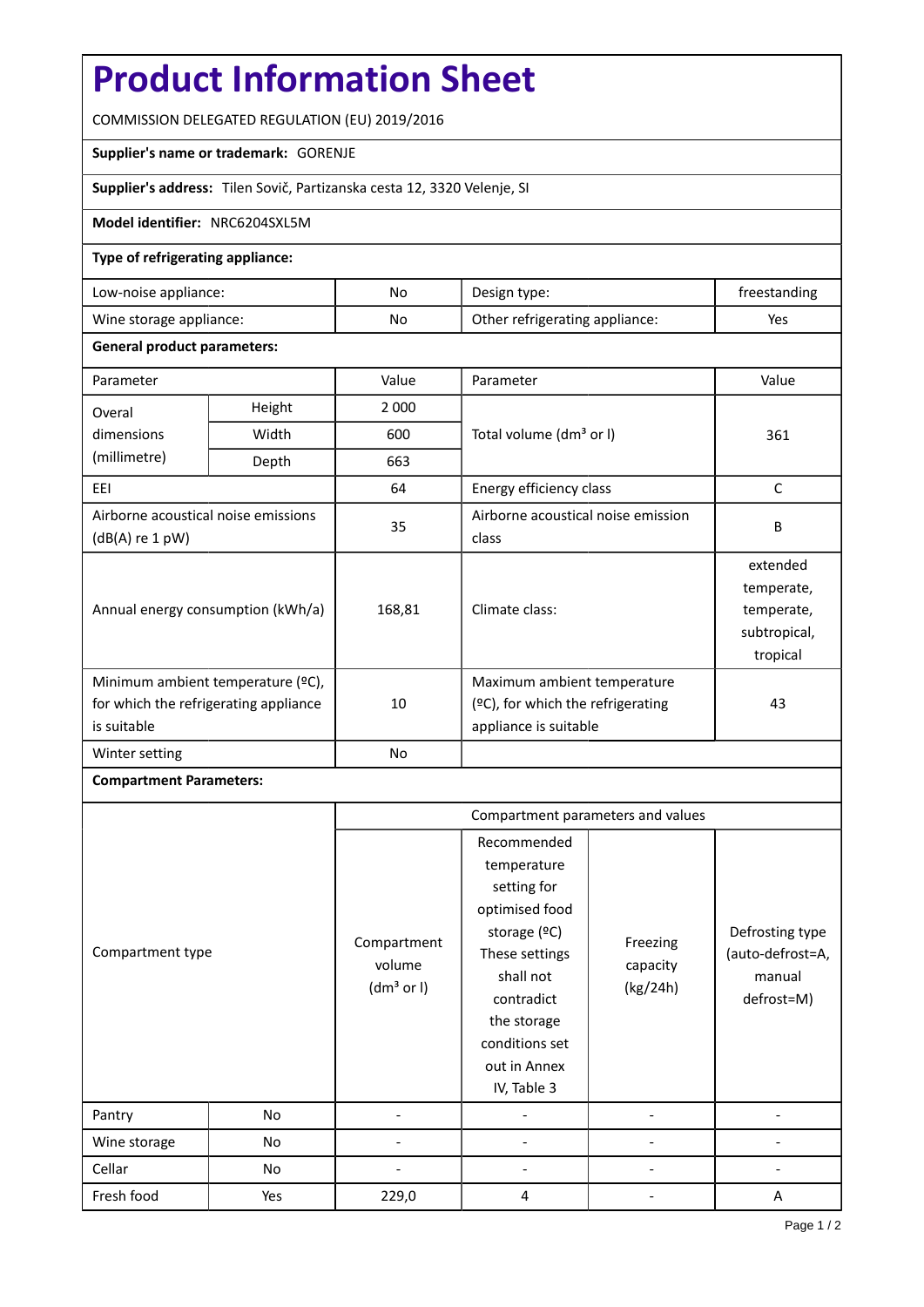# Product Information Sheet

COMMISSION DELEGATED REGULATION (EU) 2019/2016

**Supplier's name or trademark:** GORENJE

**Supplier's address:** Tilen Sovič, Partizanska cesta 12, 3320 Velenje, SI

**Model identifier:** NRC6204SXL5M

**Type of refrigerating appliance:**

| | | | |
|---|---|---|---|
| Low-noise appliance: | No | Design type: | freestanding |
| Wine storage appliance: | No | Other refrigerating appliance: | Yes |

**General product parameters:**

| Parameter | | Value | Parameter | Value |
|---|---|---|---|---|
| Overal dimensions (millimetre) | Height | 2 000 | Total volume (dm³ or l) | 361 |
| | Width | 600 | | |
| | Depth | 663 | | |
| EEI | | 64 | Energy efficiency class | C |
| Airborne acoustical noise emissions (dB(A) re 1 pW) | | 35 | Airborne acoustical noise emission class | B |
| Annual energy consumption (kWh/a) | | 168,81 | Climate class: | extended temperate, temperate, subtropical, tropical |
| Minimum ambient temperature (ºC), for which the refrigerating appliance is suitable | | 10 | Maximum ambient temperature (ºC), for which the refrigerating appliance is suitable | 43 |
| Winter setting | | No | | |

**Compartment Parameters:**

| Compartment type | | Compartment parameters and values | | | |
|---|---|---|---|---|---|
| | | Compartment volume (dm³ or l) | Recommended temperature setting for optimised food storage (ºC) These settings shall not contradict the storage conditions set out in Annex IV, Table 3 | Freezing capacity (kg/24h) | Defrosting type (auto-defrost=A, manual defrost=M) |
| Pantry | No | - | - | - | - |
| Wine storage | No | - | - | - | - |
| Cellar | No | - | - | - | - |
| Fresh food | Yes | 229,0 | 4 | - | A |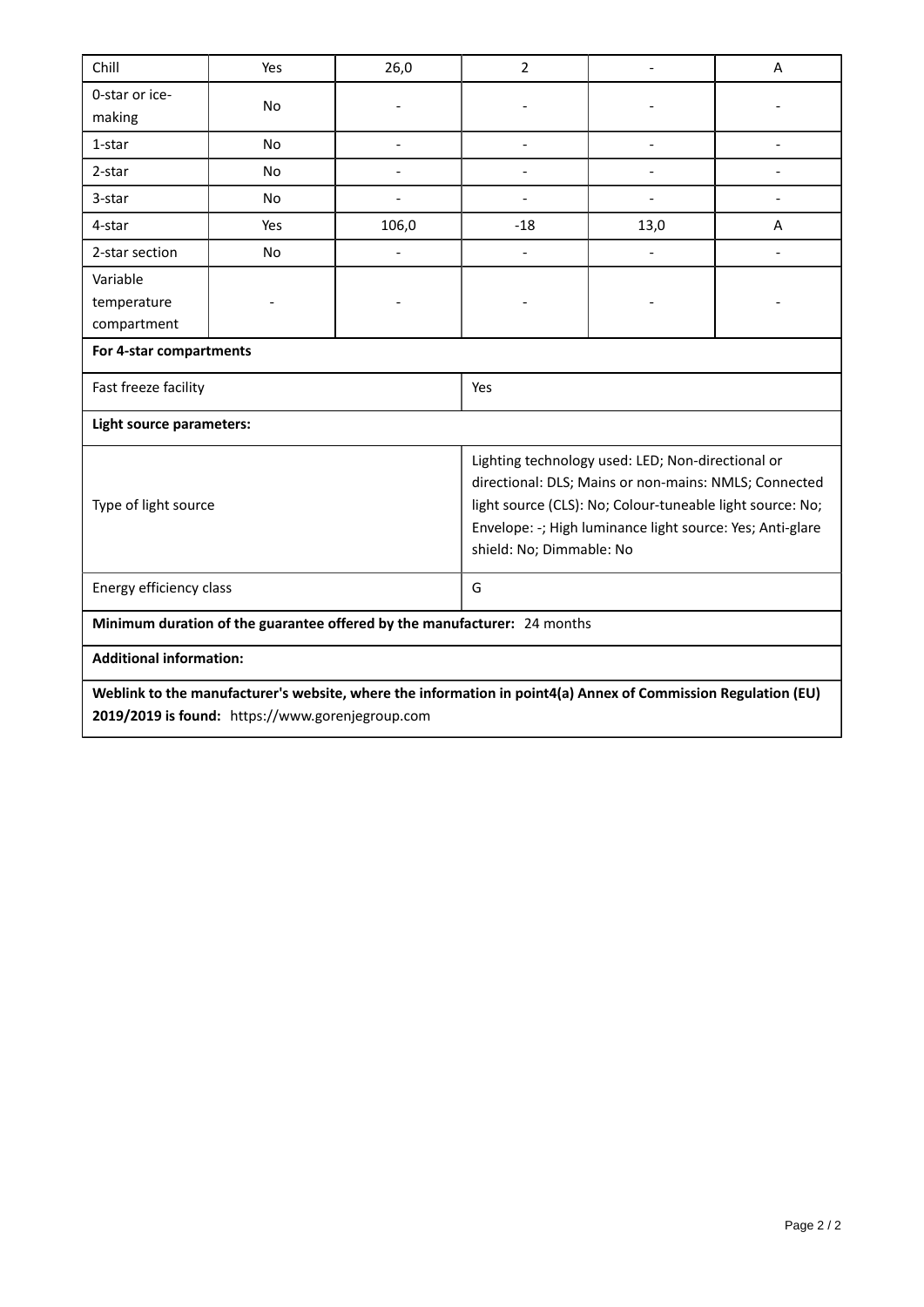| | | | | | |
|---|---|---|---|---|---|
| Chill | Yes | 26,0 | 2 | - | A |
| 0-star or ice-making | No | - | - | - | - |
| 1-star | No | - | - | - | - |
| 2-star | No | - | - | - | - |
| 3-star | No | - | - | - | - |
| 4-star | Yes | 106,0 | -18 | 13,0 | A |
| 2-star section | No | - | - | - | - |
| Variable temperature compartment | - | - | - | - | - |

| | |
|---|---|
| **For 4-star compartments** | |
| Fast freeze facility | Yes |
| **Light source parameters:** | |
| Type of light source | Lighting technology used: LED; Non-directional or directional: DLS; Mains or non-mains: NMLS; Connected light source (CLS): No; Colour-tuneable light source: No; Envelope: -; High luminance light source: Yes; Anti-glare shield: No; Dimmable: No |
| Energy efficiency class | G |

**Minimum duration of the guarantee offered by the manufacturer:** 24 months

**Additional information:**

**Weblink to the manufacturer's website, where the information in point4(a) Annex of Commission Regulation (EU) 2019/2019 is found:** https://www.gorenjegroup.com